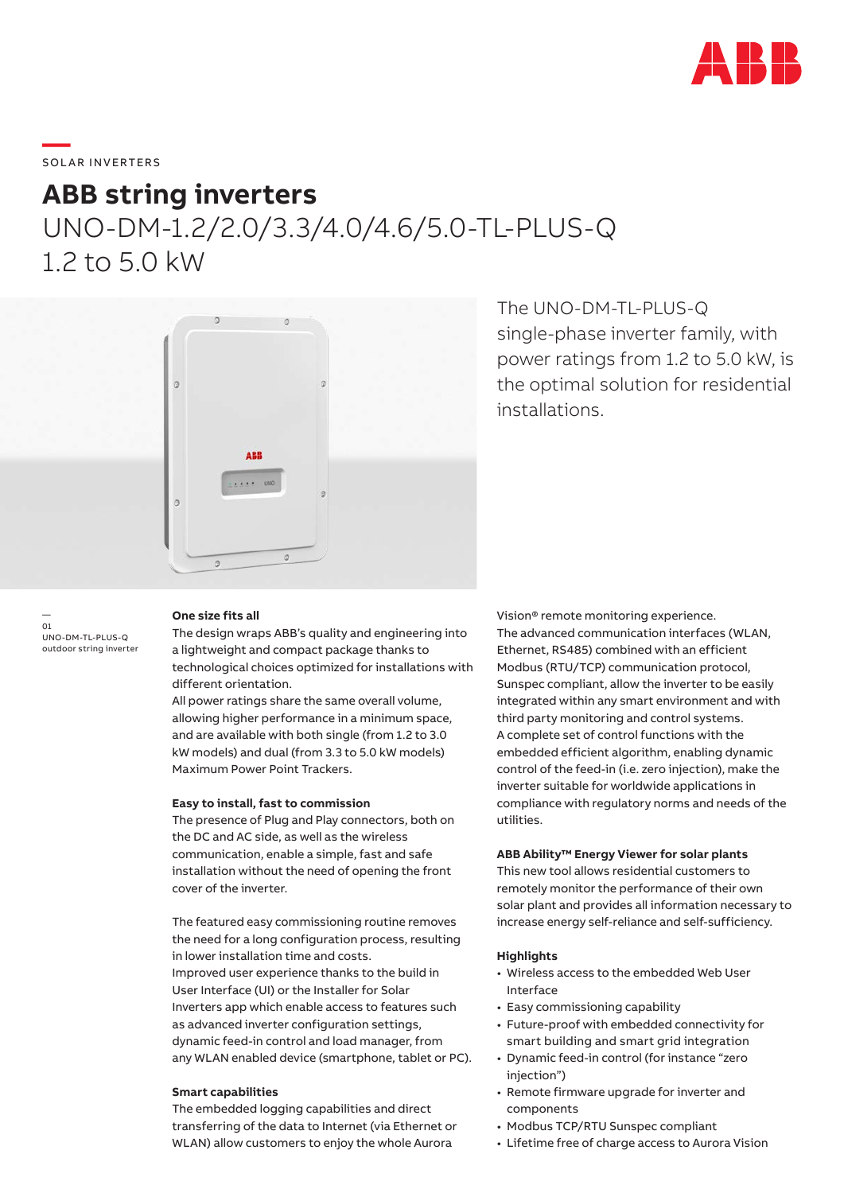SOLAR INVERTERS

# ABB string inverters

## UNO-DM-1.2/2.0/3.3/4.0/4.6/5.0-TL-PLUS-Q 1.2 to 5.0 kW

The UNO-DM-TL-PLUS-Q single-phase inverter family, with power ratings from 1.2 to 5.0 kW, is the optimal solution for residential installations.

01
UNO-DM-TL-PLUS-Q outdoor string inverter

**One size fits all**

The design wraps ABB's quality and engineering into a lightweight and compact package thanks to technological choices optimized for installations with different orientation.

All power ratings share the same overall volume, allowing higher performance in a minimum space, and are available with both single (from 1.2 to 3.0 kW models) and dual (from 3.3 to 5.0 kW models) Maximum Power Point Trackers.

**Easy to install, fast to commission**

The presence of Plug and Play connectors, both on the DC and AC side, as well as the wireless communication, enable a simple, fast and safe installation without the need of opening the front cover of the inverter.

The featured easy commissioning routine removes the need for a long configuration process, resulting in lower installation time and costs.

Improved user experience thanks to the build in User Interface (UI) or the Installer for Solar Inverters app which enable access to features such as advanced inverter configuration settings, dynamic feed-in control and load manager, from any WLAN enabled device (smartphone, tablet or PC).

**Smart capabilities**

The embedded logging capabilities and direct transferring of the data to Internet (via Ethernet or WLAN) allow customers to enjoy the whole Aurora Vision® remote monitoring experience.

The advanced communication interfaces (WLAN, Ethernet, RS485) combined with an efficient Modbus (RTU/TCP) communication protocol, Sunspec compliant, allow the inverter to be easily integrated within any smart environment and with third party monitoring and control systems.

A complete set of control functions with the embedded efficient algorithm, enabling dynamic control of the feed-in (i.e. zero injection), make the inverter suitable for worldwide applications in compliance with regulatory norms and needs of the utilities.

**ABB Ability™ Energy Viewer for solar plants**

This new tool allows residential customers to remotely monitor the performance of their own solar plant and provides all information necessary to increase energy self-reliance and self-sufficiency.

**Highlights**

- Wireless access to the embedded Web User Interface
- Easy commissioning capability
- Future-proof with embedded connectivity for smart building and smart grid integration
- Dynamic feed-in control (for instance "zero injection")
- Remote firmware upgrade for inverter and components
- Modbus TCP/RTU Sunspec compliant
- Lifetime free of charge access to Aurora Vision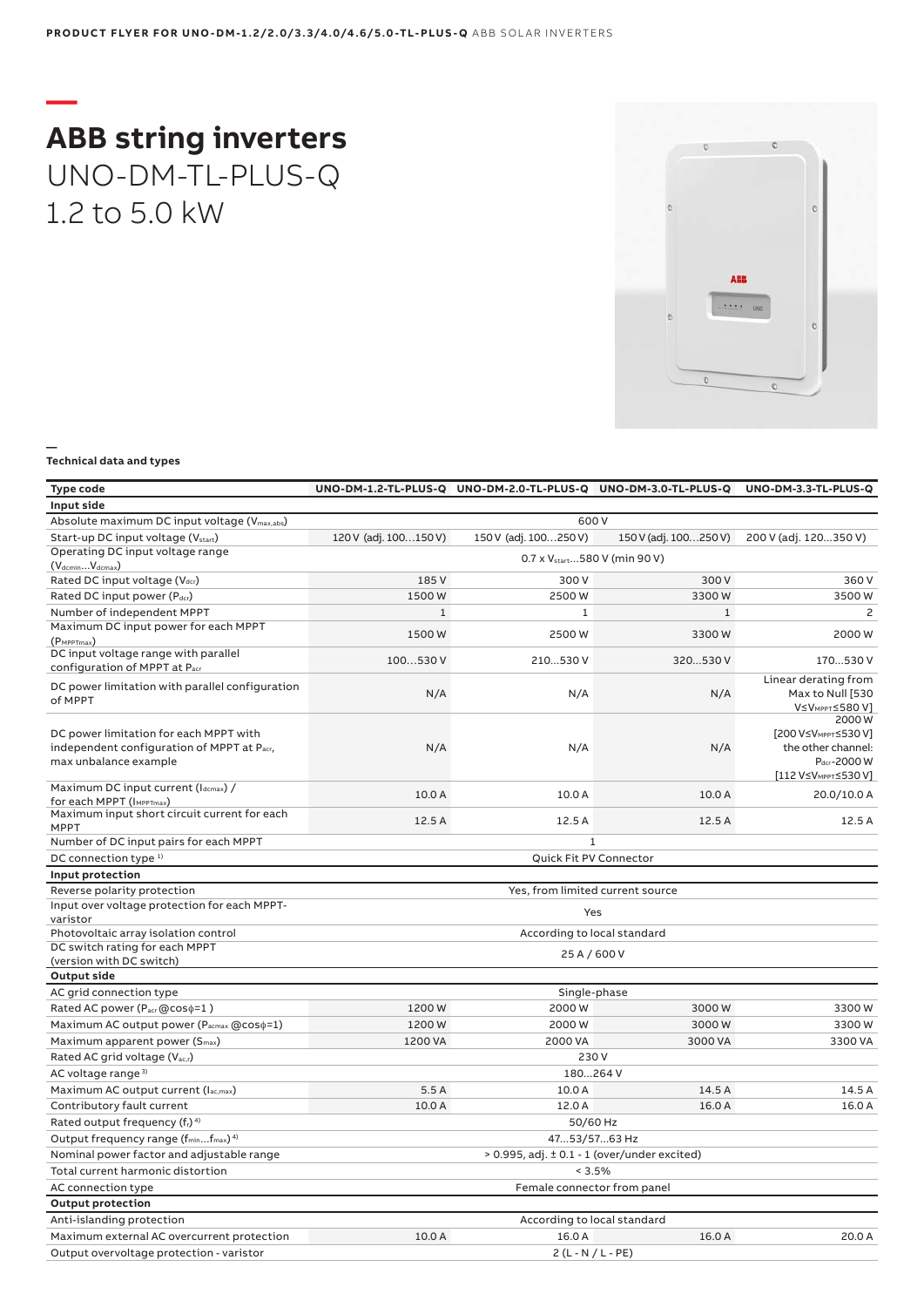# ABB string inverters

UNO-DM-TL-PLUS-Q
1.2 to 5.0 kW

## Technical data and types

| Type code | UNO-DM-1.2-TL-PLUS-Q | UNO-DM-2.0-TL-PLUS-Q | UNO-DM-3.0-TL-PLUS-Q | UNO-DM-3.3-TL-PLUS-Q |
|---|---|---|---|---|
| **Input side** | | | | |
| Absolute maximum DC input voltage ($V_{max,abs}$) | 600 V | | | |
| Start-up DC input voltage ($V_{start}$) | 120 V (adj. 100…150 V) | 150 V (adj. 100…250 V) | 150 V (adj. 100…250 V) | 200 V (adj. 120…350 V) |
| Operating DC input voltage range ($V_{dcmin}$…$V_{dcmax}$) | 0.7 x $V_{start}$…580 V (min 90 V) | | | |
| Rated DC input voltage ($V_{dcr}$) | 185 V | 300 V | 300 V | 360 V |
| Rated DC input power ($P_{dcr}$) | 1500 W | 2500 W | 3300 W | 3500 W |
| Number of independent MPPT | 1 | 1 | 1 | 2 |
| Maximum DC input power for each MPPT ($P_{MPPTmax}$) | 1500 W | 2500 W | 3300 W | 2000 W |
| DC input voltage range with parallel configuration of MPPT at $P_{acr}$ | 100…530 V | 210…530 V | 320…530 V | 170…530 V |
| DC power limitation with parallel configuration of MPPT | N/A | N/A | N/A | Linear derating from Max to Null [530 V≤$V_{MPPT}$≤580 V] |
| DC power limitation for each MPPT with independent configuration of MPPT at $P_{acr}$, max unbalance example | N/A | N/A | N/A | 2000 W [200 V≤$V_{MPPT}$≤530 V] the other channel: $P_{dcr}$-2000 W [112 V≤$V_{MPPT}$≤530 V] |
| Maximum DC input current ($I_{dcmax}$) / for each MPPT ($I_{MPPTmax}$) | 10.0 A | 10.0 A | 10.0 A | 20.0/10.0 A |
| Maximum input short circuit current for each MPPT | 12.5 A | 12.5 A | 12.5 A | 12.5 A |
| Number of DC input pairs for each MPPT | 1 | | | |
| DC connection type [1] | Quick Fit PV Connector | | | |
| **Input protection** | | | | |
| Reverse polarity protection | Yes, from limited current source | | | |
| Input over voltage protection for each MPPT-varistor | Yes | | | |
| Photovoltaic array isolation control | According to local standard | | | |
| DC switch rating for each MPPT (version with DC switch) | 25 A / 600 V | | | |
| **Output side** | | | | |
| AC grid connection type | Single-phase | | | |
| Rated AC power ($P_{acr}$ @cosϕ=1 ) | 1200 W | 2000 W | 3000 W | 3300 W |
| Maximum AC output power ($P_{acmax}$ @cosϕ=1) | 1200 W | 2000 W | 3000 W | 3300 W |
| Maximum apparent power ($S_{max}$) | 1200 VA | 2000 VA | 3000 VA | 3300 VA |
| Rated AC grid voltage ($V_{ac,r}$) | 230 V | | | |
| AC voltage range [3] | 180…264 V | | | |
| Maximum AC output current ($I_{ac,max}$) | 5.5 A | 10.0 A | 14.5 A | 14.5 A |
| Contributory fault current | 10.0 A | 12.0 A | 16.0 A | 16.0 A |
| Rated output frequency ($f_r$) [4] | 50/60 Hz | | | |
| Output frequency range ($f_{min}$…$f_{max}$) [4] | 47…53/57…63 Hz | | | |
| Nominal power factor and adjustable range | > 0.995, adj. ± 0.1 - 1 (over/under excited) | | | |
| Total current harmonic distortion | < 3.5% | | | |
| AC connection type | Female connector from panel | | | |
| **Output protection** | | | | |
| Anti-islanding protection | According to local standard | | | |
| Maximum external AC overcurrent protection | 10.0 A | 16.0 A | 16.0 A | 20.0 A |
| Output overvoltage protection - varistor | 2 (L - N / L - PE) | | | |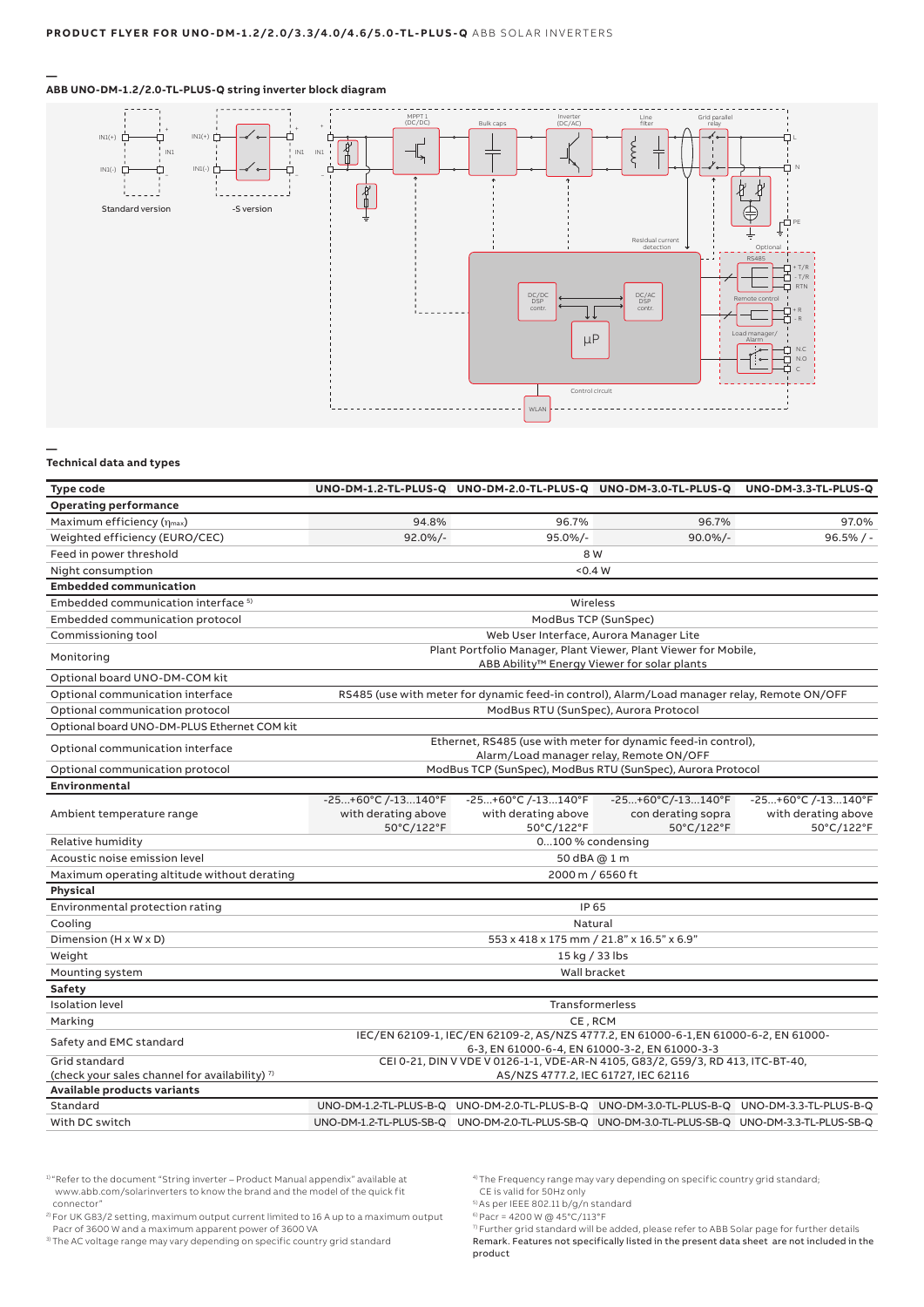PRODUCT FLYER FOR UNO-DM-1.2/2.0/3.3/4.0/4.6/5.0-TL-PLUS-Q ABB SOLAR INVERTERS

## ABB UNO-DM-1.2/2.0-TL-PLUS-Q string inverter block diagram

Standard version

-S version

IN1(+) IN1 IN1(-)

MPPT 1 (DC/DC) — Bulk caps — Inverter (DC/AC) — Line filter — Grid parallel relay — L, N, PE

Residual current detection

DC/DC DSP contr. — DC/AC DSP contr. — µP — Control circuit — WLAN

Optional: RS485 (+T/R, -T/R, RTN), Remote control (+R, -R), Load manager/Alarm (N.C, N.O, C)

## Technical data and types

| Type code | UNO-DM-1.2-TL-PLUS-Q | UNO-DM-2.0-TL-PLUS-Q | UNO-DM-3.0-TL-PLUS-Q | UNO-DM-3.3-TL-PLUS-Q |
|---|---|---|---|---|
| **Operating performance** | | | | |
| Maximum efficiency ($\eta_{max}$) | 94.8% | 96.7% | 96.7% | 97.0% |
| Weighted efficiency (EURO/CEC) | 92.0%/- | 95.0%/- | 90.0%/- | 96.5% / - |
| Feed in power threshold | 8 W | | | |
| Night consumption | <0.4 W | | | |
| **Embedded communication** | | | | |
| Embedded communication interface [5] | Wireless | | | |
| Embedded communication protocol | ModBus TCP (SunSpec) | | | |
| Commissioning tool | Web User Interface, Aurora Manager Lite | | | |
| Monitoring | Plant Portfolio Manager, Plant Viewer, Plant Viewer for Mobile, ABB Ability™ Energy Viewer for solar plants | | | |
| Optional board UNO-DM-COM kit | | | | |
| Optional communication interface | RS485 (use with meter for dynamic feed-in control), Alarm/Load manager relay, Remote ON/OFF | | | |
| Optional communication protocol | ModBus RTU (SunSpec), Aurora Protocol | | | |
| Optional board UNO-DM-PLUS Ethernet COM kit | | | | |
| Optional communication interface | Ethernet, RS485 (use with meter for dynamic feed-in control), Alarm/Load manager relay, Remote ON/OFF | | | |
| Optional communication protocol | ModBus TCP (SunSpec), ModBus RTU (SunSpec), Aurora Protocol | | | |
| **Environmental** | | | | |
| Ambient temperature range | -25...+60°C /-13...140°F with derating above 50°C/122°F | -25...+60°C /-13...140°F with derating above 50°C/122°F | -25...+60°C/-13...140°F con derating sopra 50°C/122°F | -25...+60°C /-13...140°F with derating above 50°C/122°F |
| Relative humidity | 0...100 % condensing | | | |
| Acoustic noise emission level | 50 dBA @ 1 m | | | |
| Maximum operating altitude without derating | 2000 m / 6560 ft | | | |
| **Physical** | | | | |
| Environmental protection rating | IP 65 | | | |
| Cooling | Natural | | | |
| Dimension (H x W x D) | 553 x 418 x 175 mm / 21.8" x 16.5" x 6.9" | | | |
| Weight | 15 kg / 33 lbs | | | |
| Mounting system | Wall bracket | | | |
| **Safety** | | | | |
| Isolation level | Transformerless | | | |
| Marking | CE , RCM | | | |
| Safety and EMC standard | IEC/EN 62109-1, IEC/EN 62109-2, AS/NZS 4777.2, EN 61000-6-1,EN 61000-6-2, EN 61000-6-3, EN 61000-6-4, EN 61000-3-2, EN 61000-3-3 | | | |
| Grid standard (check your sales channel for availability) [7] | CEI 0-21, DIN V VDE V 0126-1-1, VDE-AR-N 4105, G83/2, G59/3, RD 413, ITC-BT-40, AS/NZS 4777.2, IEC 61727, IEC 62116 | | | |
| **Available products variants** | | | | |
| Standard | UNO-DM-1.2-TL-PLUS-B-Q | UNO-DM-2.0-TL-PLUS-B-Q | UNO-DM-3.0-TL-PLUS-B-Q | UNO-DM-3.3-TL-PLUS-B-Q |
| With DC switch | UNO-DM-1.2-TL-PLUS-SB-Q | UNO-DM-2.0-TL-PLUS-SB-Q | UNO-DM-3.0-TL-PLUS-SB-Q | UNO-DM-3.3-TL-PLUS-SB-Q |

[1] "Refer to the document "String inverter – Product Manual appendix" available at www.abb.com/solarinverters to know the brand and the model of the quick fit connector"

[2] For UK G83/2 setting, maximum output current limited to 16 A up to a maximum output Pacr of 3600 W and a maximum apparent power of 3600 VA

[3] The AC voltage range may vary depending on specific country grid standard

[4] The Frequency range may vary depending on specific country grid standard; CE is valid for 50Hz only

[5] As per IEEE 802.11 b/g/n standard

[6] Pacr = 4200 W @ 45°C/113°F

[7] Further grid standard will be added, please refer to ABB Solar page for further details

Remark. Features not specifically listed in the present data sheet are not included in the product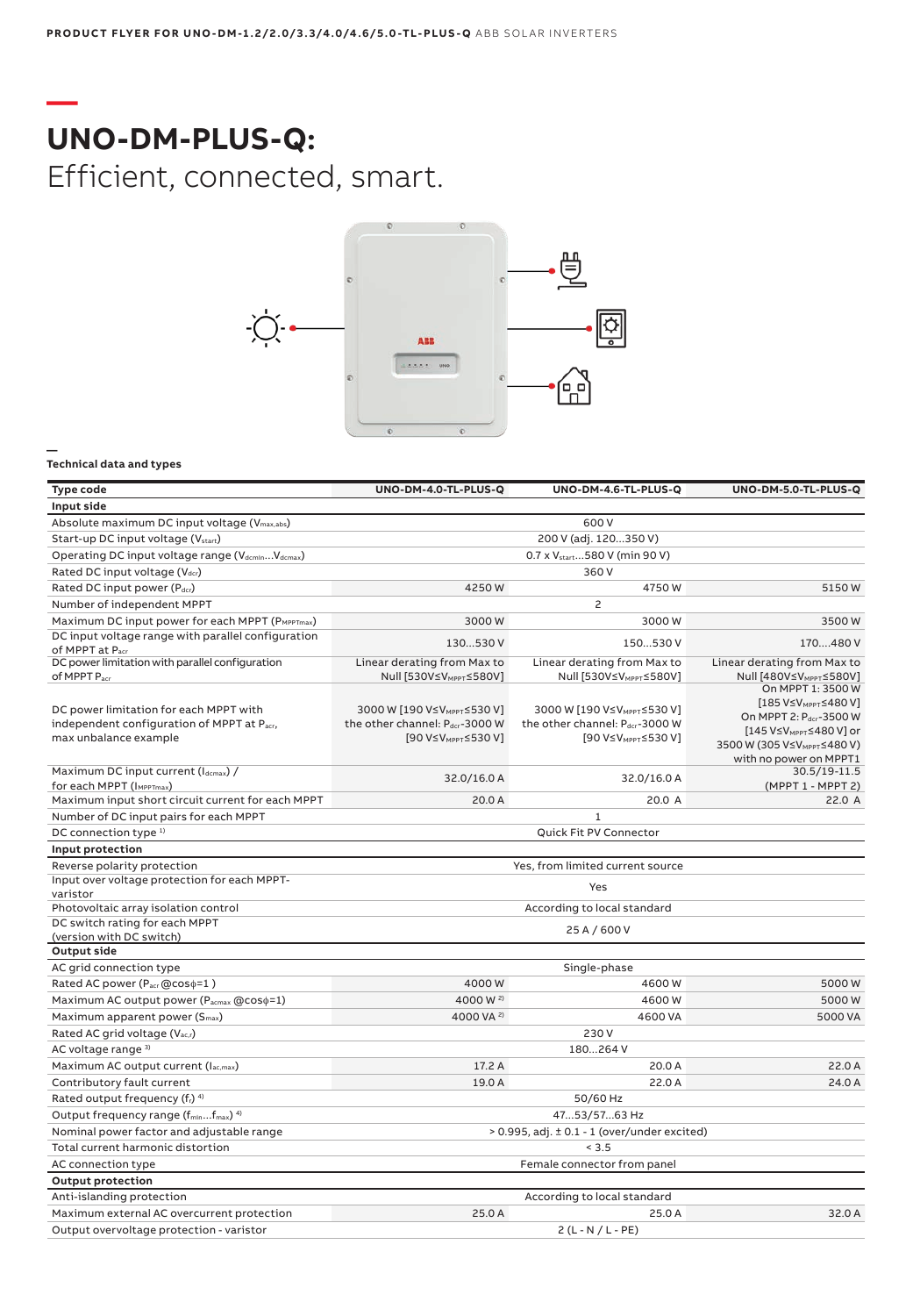# UNO-DM-PLUS-Q:

Efficient, connected, smart.

## Technical data and types

| Type code | UNO-DM-4.0-TL-PLUS-Q | UNO-DM-4.6-TL-PLUS-Q | UNO-DM-5.0-TL-PLUS-Q |
|---|---|---|---|
| **Input side** | | | |
| Absolute maximum DC input voltage ($V_{max,abs}$) | | 600 V | |
| Start-up DC input voltage ($V_{start}$) | | 200 V (adj. 120…350 V) | |
| Operating DC input voltage range ($V_{dcmin}$…$V_{dcmax}$) | | 0.7 x $V_{start}$…580 V (min 90 V) | |
| Rated DC input voltage ($V_{dcr}$) | | 360 V | |
| Rated DC input power ($P_{dcr}$) | 4250 W | 4750 W | 5150 W |
| Number of independent MPPT | | 2 | |
| Maximum DC input power for each MPPT ($P_{MPPTmax}$) | 3000 W | 3000 W | 3500 W |
| DC input voltage range with parallel configuration of MPPT at $P_{acr}$ | 130…530 V | 150…530 V | 170….480 V |
| DC power limitation with parallel configuration of MPPT $P_{acr}$ | Linear derating from Max to Null [530V≤$V_{MPPT}$≤580V] | Linear derating from Max to Null [530V≤$V_{MPPT}$≤580V] | Linear derating from Max to Null [480V≤$V_{MPPT}$≤580V] |
| DC power limitation for each MPPT with independent configuration of MPPT at $P_{acr}$, max unbalance example | 3000 W [190 V≤$V_{MPPT}$≤530 V] the other channel: $P_{dcr}$-3000 W [90 V≤$V_{MPPT}$≤530 V] | 3000 W [190 V≤$V_{MPPT}$≤530 V] the other channel: $P_{dcr}$-3000 W [90 V≤$V_{MPPT}$≤530 V] | On MPPT 1: 3500 W [185 V≤$V_{MPPT}$≤480 V] On MPPT 2: $P_{dcr}$-3500 W [145 V≤$V_{MPPT}$≤480 V] or 3500 W (305 V≤$V_{MPPT}$≤480 V) with no power on MPPT1 |
| Maximum DC input current ($I_{dcmax}$) / for each MPPT ($I_{MPPTmax}$) | 32.0/16.0 A | 32.0/16.0 A | 30.5/19-11.5 (MPPT 1 - MPPT 2) |
| Maximum input short circuit current for each MPPT | 20.0 A | 20.0 A | 22.0 A |
| Number of DC input pairs for each MPPT | | 1 | |
| DC connection type [1] | | Quick Fit PV Connector | |
| **Input protection** | | | |
| Reverse polarity protection | | Yes, from limited current source | |
| Input over voltage protection for each MPPT-varistor | | Yes | |
| Photovoltaic array isolation control | | According to local standard | |
| DC switch rating for each MPPT (version with DC switch) | | 25 A / 600 V | |
| **Output side** | | | |
| AC grid connection type | | Single-phase | |
| Rated AC power ($P_{acr}$ @cosϕ=1 ) | 4000 W | 4600 W | 5000 W |
| Maximum AC output power ($P_{acmax}$ @cosϕ=1) | 4000 W [2] | 4600 W | 5000 W |
| Maximum apparent power ($S_{max}$) | 4000 VA [2] | 4600 VA | 5000 VA |
| Rated AC grid voltage ($V_{ac,r}$) | | 230 V | |
| AC voltage range [3] | | 180…264 V | |
| Maximum AC output current ($I_{ac,max}$) | 17.2 A | 20.0 A | 22.0 A |
| Contributory fault current | 19.0 A | 22.0 A | 24.0 A |
| Rated output frequency ($f_r$) [4] | | 50/60 Hz | |
| Output frequency range ($f_{min}$…$f_{max}$) [4] | | 47…53/57…63 Hz | |
| Nominal power factor and adjustable range | | > 0.995, adj. ± 0.1 - 1 (over/under excited) | |
| Total current harmonic distortion | | < 3.5 | |
| AC connection type | | Female connector from panel | |
| **Output protection** | | | |
| Anti-islanding protection | | According to local standard | |
| Maximum external AC overcurrent protection | 25.0 A | 25.0 A | 32.0 A |
| Output overvoltage protection - varistor | | 2 (L - N / L - PE) | |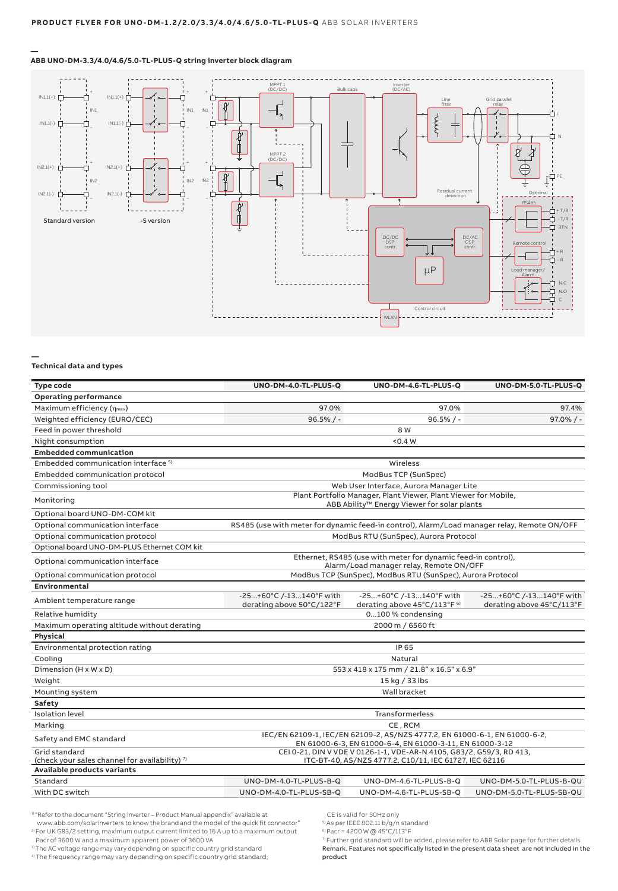## ABB UNO-DM-3.3/4.0/4.6/5.0-TL-PLUS-Q string inverter block diagram

## Technical data and types

| Type code | UNO-DM-4.0-TL-PLUS-Q | UNO-DM-4.6-TL-PLUS-Q | UNO-DM-5.0-TL-PLUS-Q |
|---|---|---|---|
| **Operating performance** | | | |
| Maximum efficiency ($\eta_{max}$) | 97.0% | 97.0% | 97.4% |
| Weighted efficiency (EURO/CEC) | 96.5% / - | 96.5% / - | 97.0% / - |
| Feed in power threshold | 8 W | | |
| Night consumption | <0.4 W | | |
| **Embedded communication** | | | |
| Embedded communication interface [5] | Wireless | | |
| Embedded communication protocol | ModBus TCP (SunSpec) | | |
| Commissioning tool | Web User Interface, Aurora Manager Lite | | |
| Monitoring | Plant Portfolio Manager, Plant Viewer, Plant Viewer for Mobile, ABB Ability™ Energy Viewer for solar plants | | |
| Optional board UNO-DM-COM kit | | | |
| Optional communication interface | RS485 (use with meter for dynamic feed-in control), Alarm/Load manager relay, Remote ON/OFF | | |
| Optional communication protocol | ModBus RTU (SunSpec), Aurora Protocol | | |
| Optional board UNO-DM-PLUS Ethernet COM kit | | | |
| Optional communication interface | Ethernet, RS485 (use with meter for dynamic feed-in control), Alarm/Load manager relay, Remote ON/OFF | | |
| Optional communication protocol | ModBus TCP (SunSpec), ModBus RTU (SunSpec), Aurora Protocol | | |
| **Environmental** | | | |
| Ambient temperature range | -25...+60°C /-13...140°F with derating above 50°C/122°F | -25...+60°C /-13...140°F with derating above 45°C/113°F [6] | -25...+60°C /-13...140°F with derating above 45°C/113°F |
| Relative humidity | 0...100 % condensing | | |
| Maximum operating altitude without derating | 2000 m / 6560 ft | | |
| **Physical** | | | |
| Environmental protection rating | IP 65 | | |
| Cooling | Natural | | |
| Dimension (H x W x D) | 553 x 418 x 175 mm / 21.8" x 16.5" x 6.9" | | |
| Weight | 15 kg / 33 lbs | | |
| Mounting system | Wall bracket | | |
| **Safety** | | | |
| Isolation level | Transformerless | | |
| Marking | CE , RCM | | |
| Safety and EMC standard | IEC/EN 62109-1, IEC/EN 62109-2, AS/NZS 4777.2, EN 61000-6-1, EN 61000-6-2, EN 61000-6-3, EN 61000-6-4, EN 61000-3-11, EN 61000-3-12 | | |
| Grid standard (check your sales channel for availability) [7] | CEI 0-21, DIN V VDE V 0126-1-1, VDE-AR-N 4105, G83/2, G59/3, RD 413, ITC-BT-40, AS/NZS 4777.2, C10/11, IEC 61727, IEC 62116 | | |
| **Available products variants** | | | |
| Standard | UNO-DM-4.0-TL-PLUS-B-Q | UNO-DM-4.6-TL-PLUS-B-Q | UNO-DM-5.0-TL-PLUS-B-QU |
| With DC switch | UNO-DM-4.0-TL-PLUS-SB-Q | UNO-DM-4.6-TL-PLUS-SB-Q | UNO-DM-5.0-TL-PLUS-SB-QU |

[1] "Refer to the document "String inverter – Product Manual appendix" available at www.abb.com/solarinverters to know the brand and the model of the quick fit connector"
[2] For UK G83/2 setting, maximum output current limited to 16 A up to a maximum output Pacr of 3600 W and a maximum apparent power of 3600 VA
[3] The AC voltage range may vary depending on specific country grid standard
[4] The Frequency range may vary depending on specific country grid standard; CE is valid for 50Hz only
[5] As per IEEE 802.11 b/g/n standard
[6] Pacr = 4200 W @ 45°C/113°F
[7] Further grid standard will be added, please refer to ABB Solar page for further details

Remark. Features not specifically listed in the present data sheet are not included in the product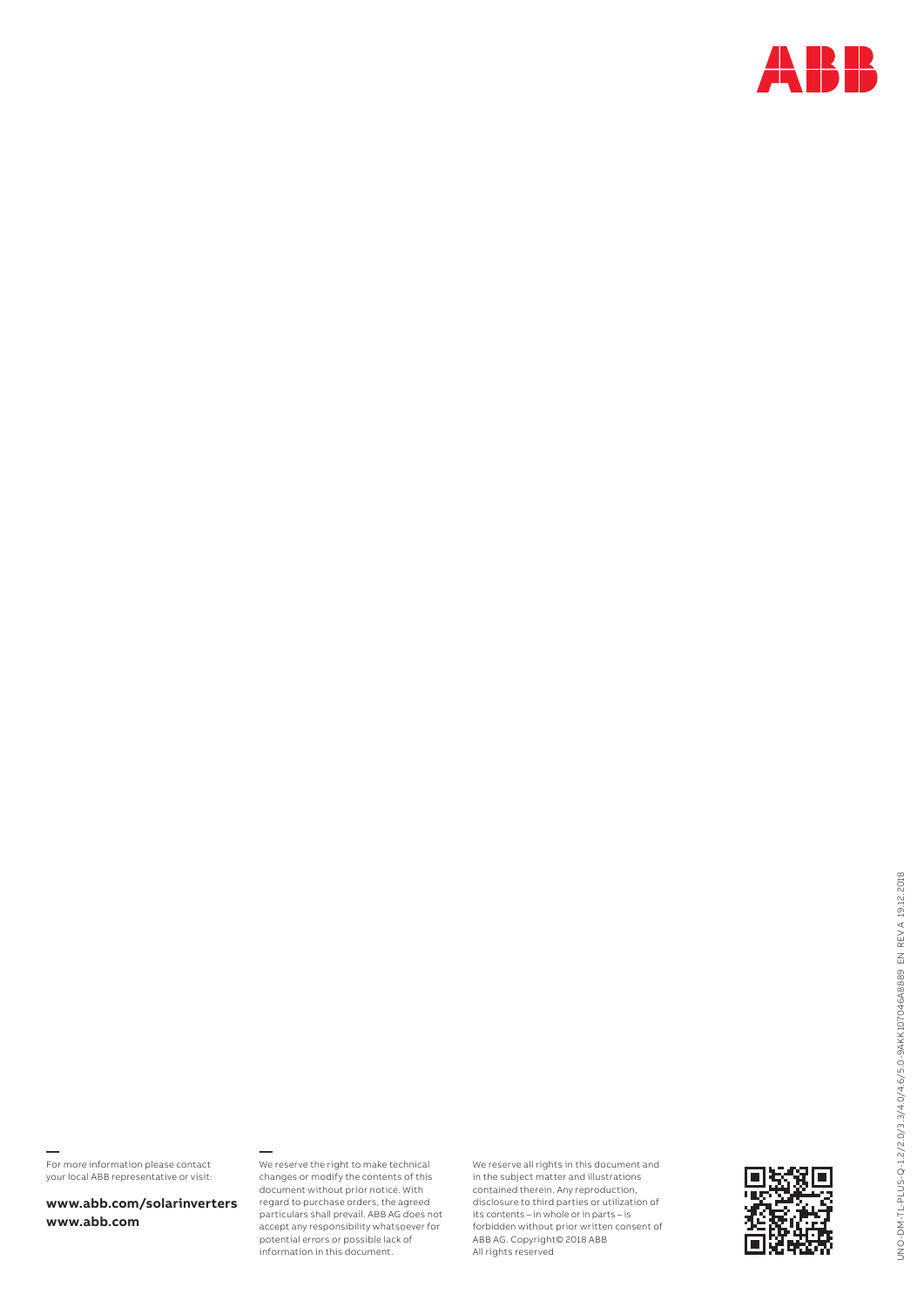For more information please contact your local ABB representative or visit:

**www.abb.com/solarinverters**
**www.abb.com**

We reserve the right to make technical changes or modify the contents of this document without prior notice. With regard to purchase orders, the agreed particulars shall prevail. ABB AG does not accept any responsibility whatsoever for potential errors or possible lack of information in this document.

We reserve all rights in this document and in the subject matter and illustrations contained therein. Any reproduction, disclosure to third parties or utilization of its contents – in whole or in parts – is forbidden without prior written consent of ABB AG. Copyright© 2018 ABB
All rights reserved

UNO-DM-TL-PLUS-Q-1.2/2.0/3.3/4.0/4.6/5.0-9AKK107046A8889 EN REV A 19.12.2018